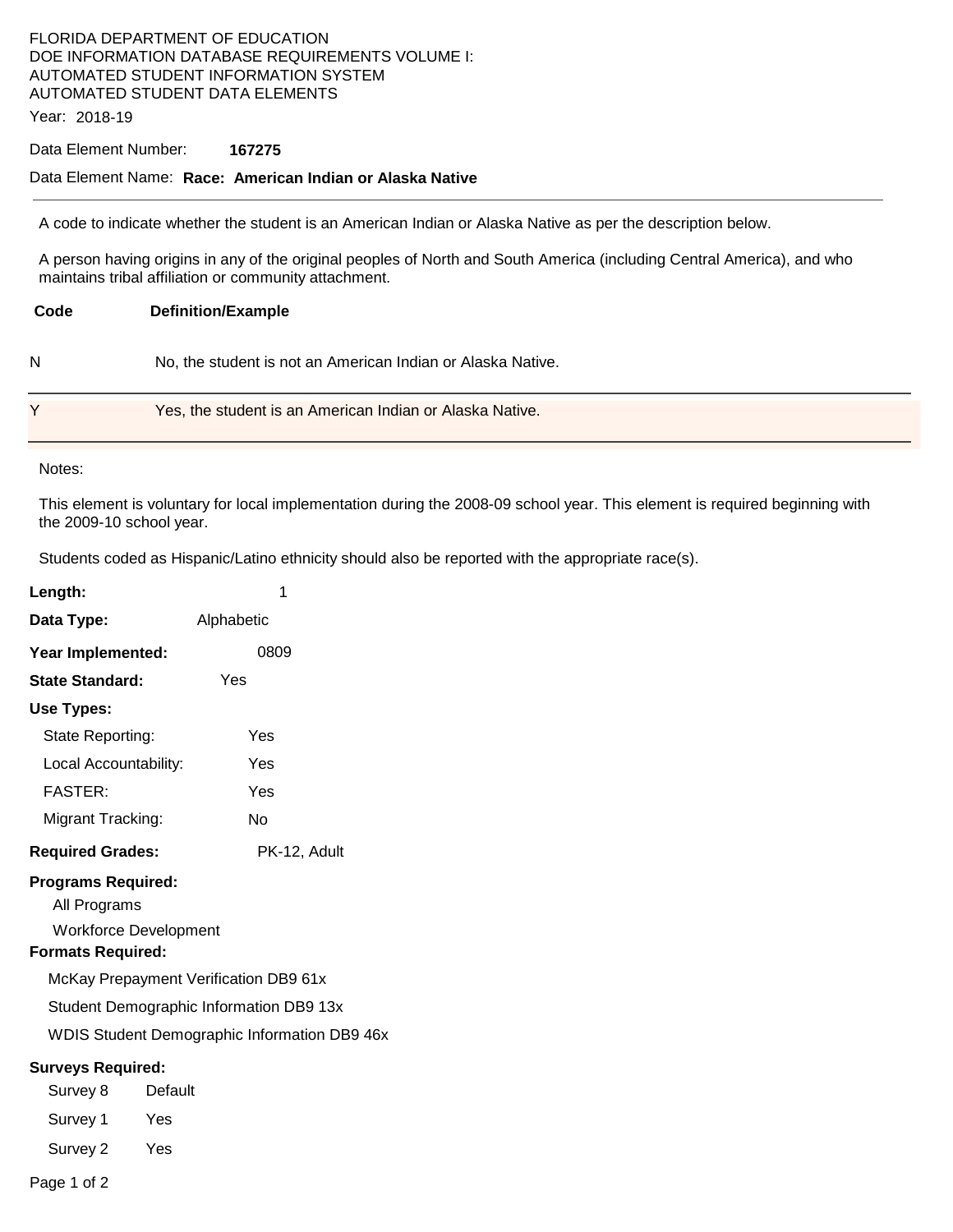FLORIDA DEPARTMENT OF EDUCATION
DOE INFORMATION DATABASE REQUIREMENTS VOLUME I:
AUTOMATED STUDENT INFORMATION SYSTEM
AUTOMATED STUDENT DATA ELEMENTS

Year: 2018-19

Data Element Number: **167275**

Data Element Name: **Race: American Indian or Alaska Native**

---

A code to indicate whether the student is an American Indian or Alaska Native as per the description below.

A person having origins in any of the original peoples of North and South America (including Central America), and who maintains tribal affiliation or community attachment.

| Code | Definition/Example |
|---|---|
| N | No, the student is not an American Indian or Alaska Native. |
| Y | Yes, the student is an American Indian or Alaska Native. |

Notes:

This element is voluntary for local implementation during the 2008-09 school year. This element is required beginning with the 2009-10 school year.

Students coded as Hispanic/Latino ethnicity should also be reported with the appropriate race(s).

**Length:** 1

**Data Type:** Alphabetic

**Year Implemented:** 0809

**State Standard:** Yes

**Use Types:**

- State Reporting: Yes
- Local Accountability: Yes
- FASTER: Yes
- Migrant Tracking: No

**Required Grades:** PK-12, Adult

**Programs Required:**

- All Programs
- Workforce Development

**Formats Required:**

- McKay Prepayment Verification DB9 61x
- Student Demographic Information DB9 13x
- WDIS Student Demographic Information DB9 46x

**Surveys Required:**

- Survey 8 Default
- Survey 1 Yes
- Survey 2 Yes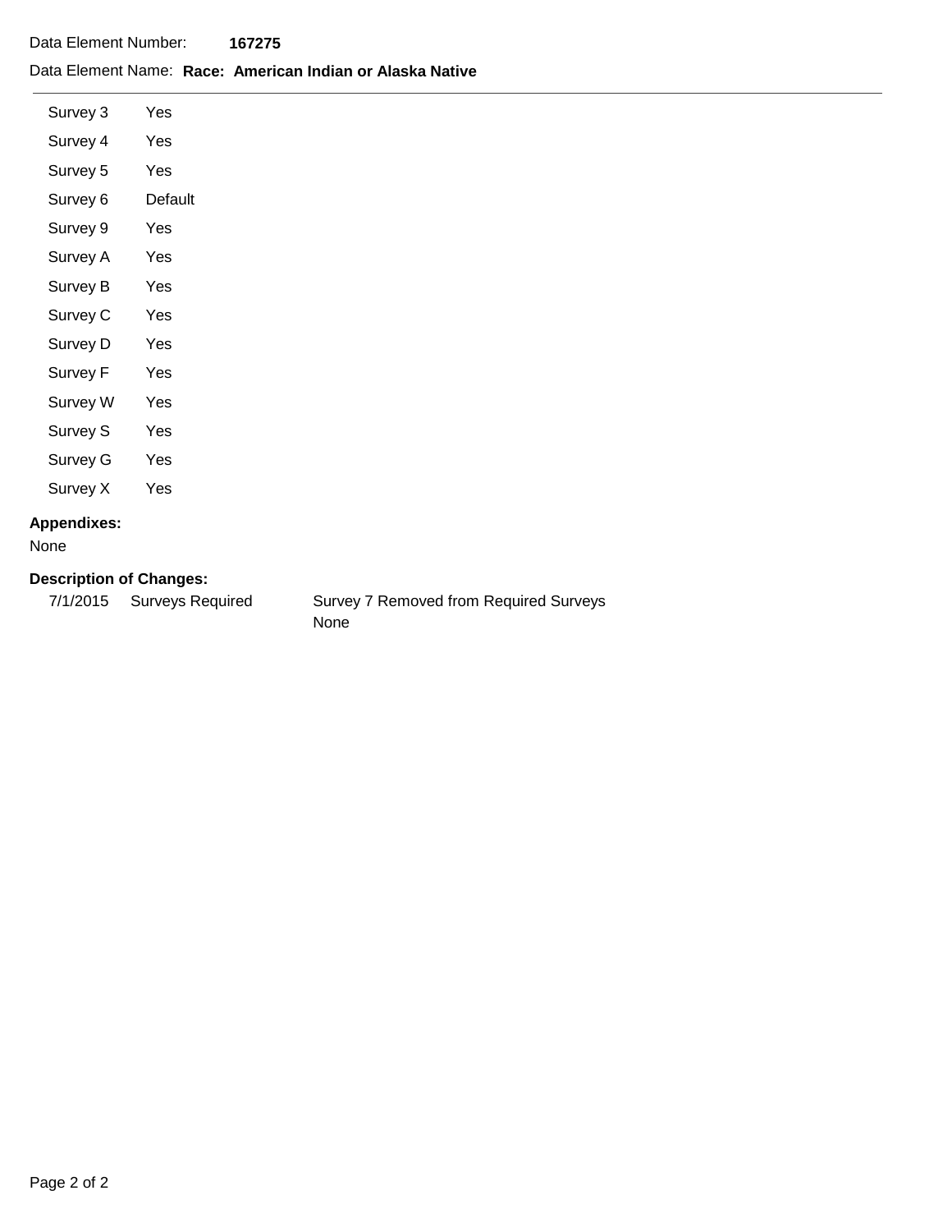Data Element Number: **167275**

Data Element Name: **Race: American Indian or Alaska Native**

| | |
|---|---|
| Survey 3 | Yes |
| Survey 4 | Yes |
| Survey 5 | Yes |
| Survey 6 | Default |
| Survey 9 | Yes |
| Survey A | Yes |
| Survey B | Yes |
| Survey C | Yes |
| Survey D | Yes |
| Survey F | Yes |
| Survey W | Yes |
| Survey S | Yes |
| Survey G | Yes |
| Survey X | Yes |

**Appendixes:**

None

**Description of Changes:**

| | | |
|---|---|---|
| 7/1/2015 | Surveys Required | Survey 7 Removed from Required Surveys<br>None |